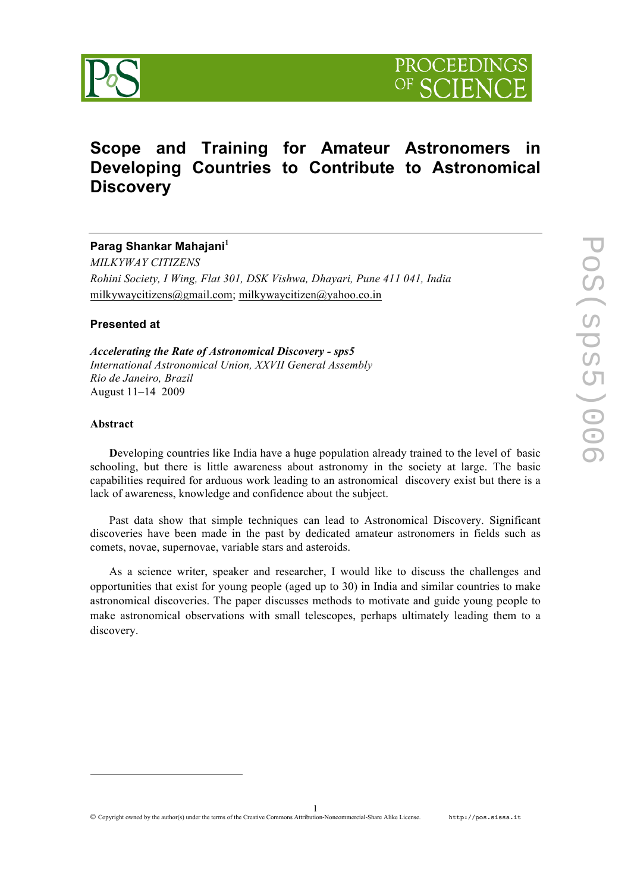# Scope and Training for Amateur Astronomers in Developing Countries to Contribute to Astronomical Discovery

**Parag Shankar Mahajani**[1]

*MILKYWAY CITIZENS*

*Rohini Society, I Wing, Flat 301, DSK Vishwa, Dhayari, Pune 411 041, India*

milkywaycitizens@gmail.com; milkywaycitizen@yahoo.co.in

**Presented at**

***Accelerating the Rate of Astronomical Discovery - sps5***

*International Astronomical Union, XXVII General Assembly*

*Rio de Janeiro, Brazil*

August 11–14 2009

**Abstract**

**D**eveloping countries like India have a huge population already trained to the level of basic schooling, but there is little awareness about astronomy in the society at large. The basic capabilities required for arduous work leading to an astronomical discovery exist but there is a lack of awareness, knowledge and confidence about the subject.

Past data show that simple techniques can lead to Astronomical Discovery. Significant discoveries have been made in the past by dedicated amateur astronomers in fields such as comets, novae, supernovae, variable stars and asteroids.

As a science writer, speaker and researcher, I would like to discuss the challenges and opportunities that exist for young people (aged up to 30) in India and similar countries to make astronomical discoveries. The paper discusses methods to motivate and guide young people to make astronomical observations with small telescopes, perhaps ultimately leading them to a discovery.

© Copyright owned by the author(s) under the terms of the Creative Commons Attribution-Noncommercial-Share Alike License.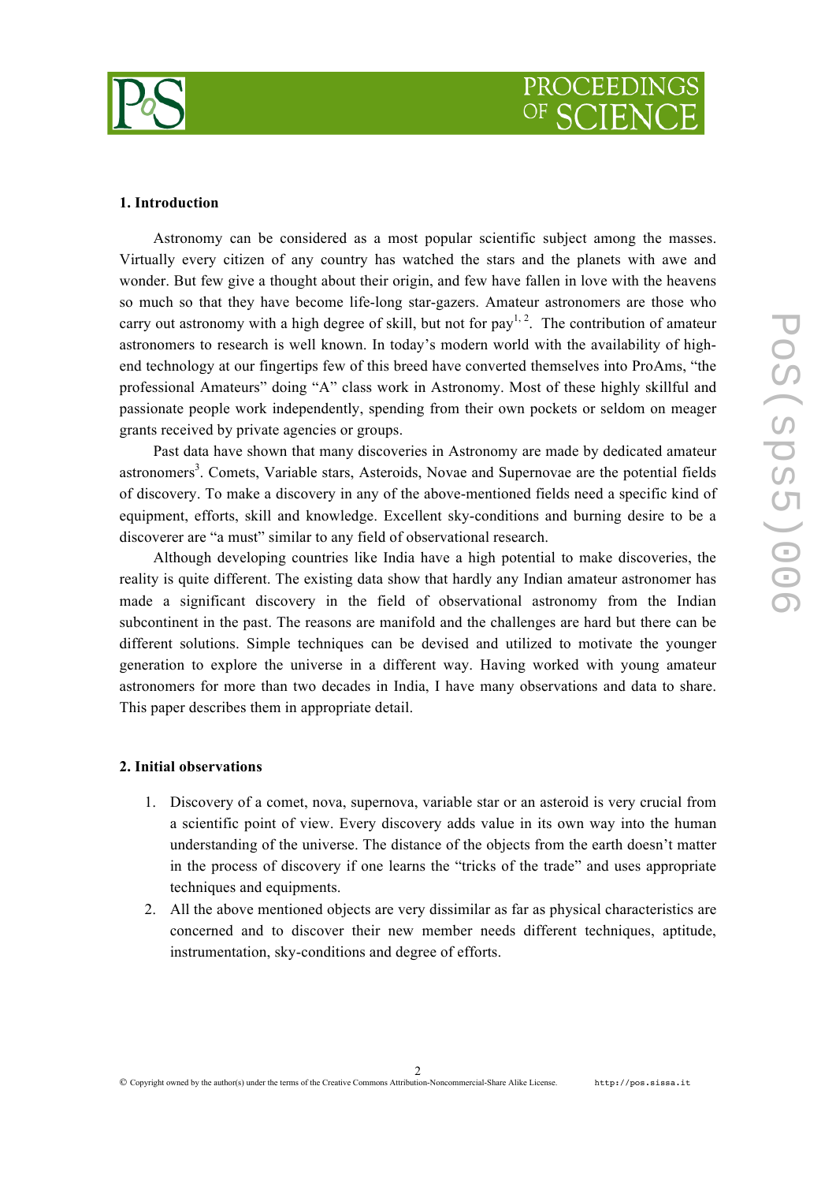## 1. Introduction

Astronomy can be considered as a most popular scientific subject among the masses. Virtually every citizen of any country has watched the stars and the planets with awe and wonder. But few give a thought about their origin, and few have fallen in love with the heavens so much so that they have become life-long star-gazers. Amateur astronomers are those who carry out astronomy with a high degree of skill, but not for pay[1, 2]. The contribution of amateur astronomers to research is well known. In today's modern world with the availability of high-end technology at our fingertips few of this breed have converted themselves into ProAms, "the professional Amateurs" doing "A" class work in Astronomy. Most of these highly skillful and passionate people work independently, spending from their own pockets or seldom on meager grants received by private agencies or groups.

Past data have shown that many discoveries in Astronomy are made by dedicated amateur astronomers[3]. Comets, Variable stars, Asteroids, Novae and Supernovae are the potential fields of discovery. To make a discovery in any of the above-mentioned fields need a specific kind of equipment, efforts, skill and knowledge. Excellent sky-conditions and burning desire to be a discoverer are "a must" similar to any field of observational research.

Although developing countries like India have a high potential to make discoveries, the reality is quite different. The existing data show that hardly any Indian amateur astronomer has made a significant discovery in the field of observational astronomy from the Indian subcontinent in the past. The reasons are manifold and the challenges are hard but there can be different solutions. Simple techniques can be devised and utilized to motivate the younger generation to explore the universe in a different way. Having worked with young amateur astronomers for more than two decades in India, I have many observations and data to share. This paper describes them in appropriate detail.

## 2. Initial observations

1. Discovery of a comet, nova, supernova, variable star or an asteroid is very crucial from a scientific point of view. Every discovery adds value in its own way into the human understanding of the universe. The distance of the objects from the earth doesn't matter in the process of discovery if one learns the "tricks of the trade" and uses appropriate techniques and equipments.
2. All the above mentioned objects are very dissimilar as far as physical characteristics are concerned and to discover their new member needs different techniques, aptitude, instrumentation, sky-conditions and degree of efforts.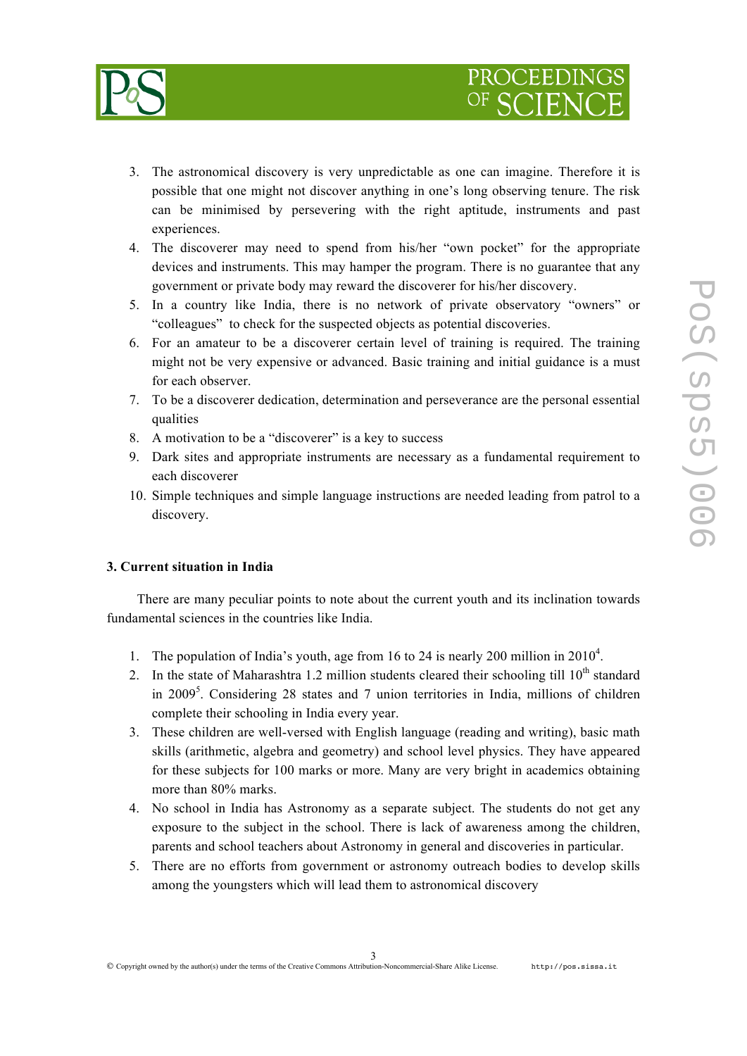3. The astronomical discovery is very unpredictable as one can imagine. Therefore it is possible that one might not discover anything in one's long observing tenure. The risk can be minimised by persevering with the right aptitude, instruments and past experiences.
4. The discoverer may need to spend from his/her "own pocket" for the appropriate devices and instruments. This may hamper the program. There is no guarantee that any government or private body may reward the discoverer for his/her discovery.
5. In a country like India, there is no network of private observatory "owners" or "colleagues" to check for the suspected objects as potential discoveries.
6. For an amateur to be a discoverer certain level of training is required. The training might not be very expensive or advanced. Basic training and initial guidance is a must for each observer.
7. To be a discoverer dedication, determination and perseverance are the personal essential qualities
8. A motivation to be a "discoverer" is a key to success
9. Dark sites and appropriate instruments are necessary as a fundamental requirement to each discoverer
10. Simple techniques and simple language instructions are needed leading from patrol to a discovery.

### 3. Current situation in India

There are many peculiar points to note about the current youth and its inclination towards fundamental sciences in the countries like India.

1. The population of India's youth, age from 16 to 24 is nearly 200 million in 2010[4].
2. In the state of Maharashtra 1.2 million students cleared their schooling till 10$^{th}$ standard in 2009[5]. Considering 28 states and 7 union territories in India, millions of children complete their schooling in India every year.
3. These children are well-versed with English language (reading and writing), basic math skills (arithmetic, algebra and geometry) and school level physics. They have appeared for these subjects for 100 marks or more. Many are very bright in academics obtaining more than 80% marks.
4. No school in India has Astronomy as a separate subject. The students do not get any exposure to the subject in the school. There is lack of awareness among the children, parents and school teachers about Astronomy in general and discoveries in particular.
5. There are no efforts from government or astronomy outreach bodies to develop skills among the youngsters which will lead them to astronomical discovery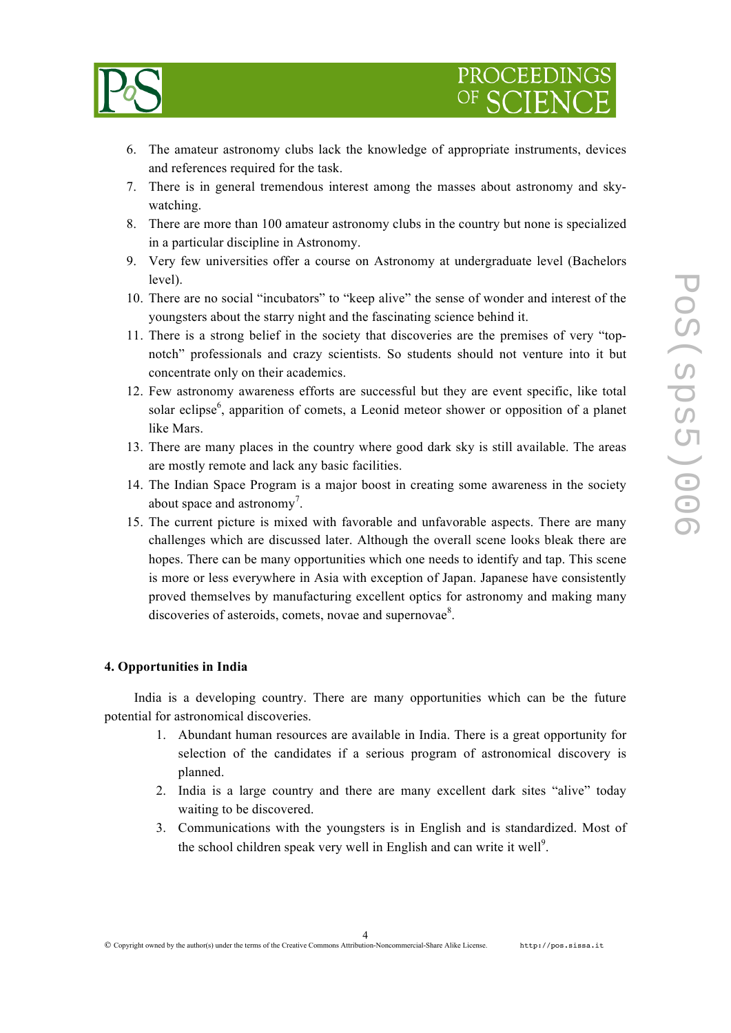6. The amateur astronomy clubs lack the knowledge of appropriate instruments, devices and references required for the task.
7. There is in general tremendous interest among the masses about astronomy and sky-watching.
8. There are more than 100 amateur astronomy clubs in the country but none is specialized in a particular discipline in Astronomy.
9. Very few universities offer a course on Astronomy at undergraduate level (Bachelors level).
10. There are no social "incubators" to "keep alive" the sense of wonder and interest of the youngsters about the starry night and the fascinating science behind it.
11. There is a strong belief in the society that discoveries are the premises of very "top-notch" professionals and crazy scientists. So students should not venture into it but concentrate only on their academics.
12. Few astronomy awareness efforts are successful but they are event specific, like total solar eclipse[6], apparition of comets, a Leonid meteor shower or opposition of a planet like Mars.
13. There are many places in the country where good dark sky is still available. The areas are mostly remote and lack any basic facilities.
14. The Indian Space Program is a major boost in creating some awareness in the society about space and astronomy[7].
15. The current picture is mixed with favorable and unfavorable aspects. There are many challenges which are discussed later. Although the overall scene looks bleak there are hopes. There can be many opportunities which one needs to identify and tap. This scene is more or less everywhere in Asia with exception of Japan. Japanese have consistently proved themselves by manufacturing excellent optics for astronomy and making many discoveries of asteroids, comets, novae and supernovae[8].

## 4. Opportunities in India

India is a developing country. There are many opportunities which can be the future potential for astronomical discoveries.

1. Abundant human resources are available in India. There is a great opportunity for selection of the candidates if a serious program of astronomical discovery is planned.
2. India is a large country and there are many excellent dark sites "alive" today waiting to be discovered.
3. Communications with the youngsters is in English and is standardized. Most of the school children speak very well in English and can write it well[9].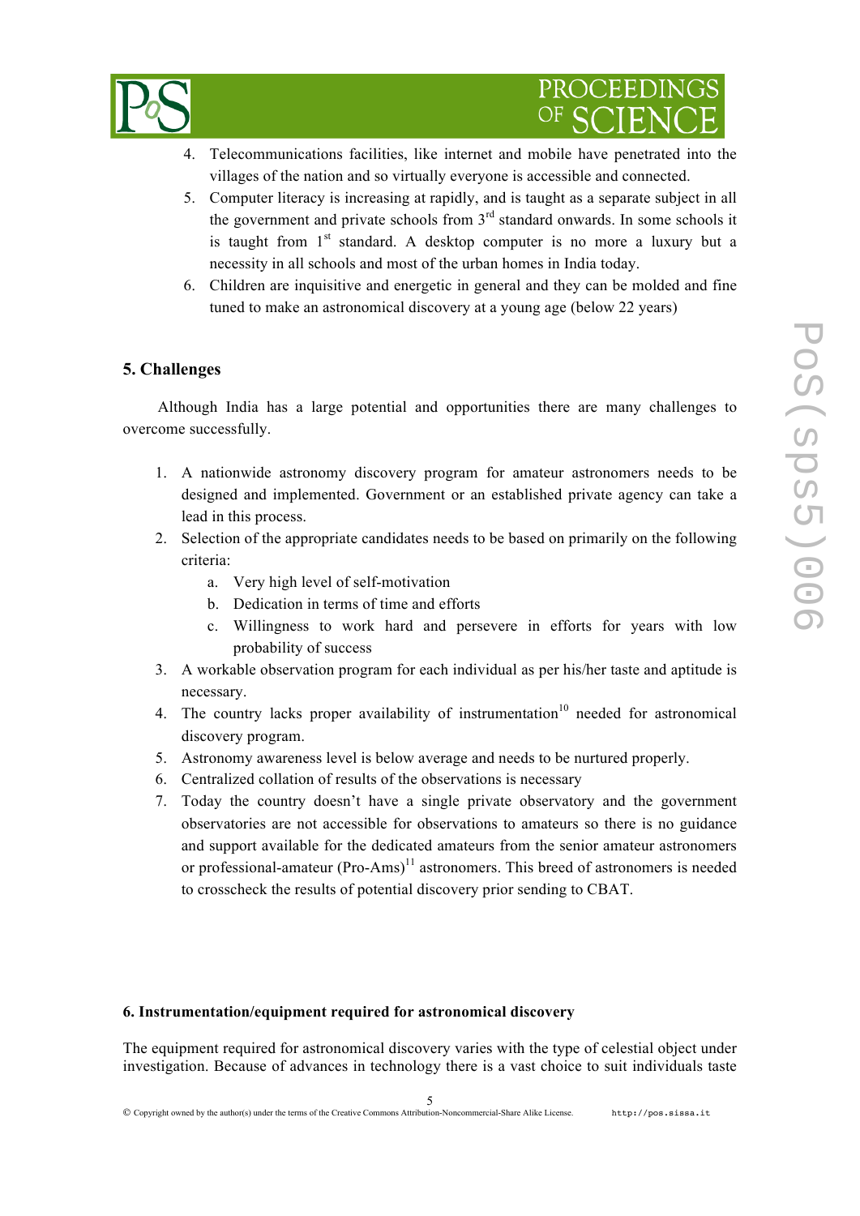4. Telecommunications facilities, like internet and mobile have penetrated into the villages of the nation and so virtually everyone is accessible and connected.
5. Computer literacy is increasing at rapidly, and is taught as a separate subject in all the government and private schools from 3rd standard onwards. In some schools it is taught from 1st standard. A desktop computer is no more a luxury but a necessity in all schools and most of the urban homes in India today.
6. Children are inquisitive and energetic in general and they can be molded and fine tuned to make an astronomical discovery at a young age (below 22 years)

## 5. Challenges

Although India has a large potential and opportunities there are many challenges to overcome successfully.

1. A nationwide astronomy discovery program for amateur astronomers needs to be designed and implemented. Government or an established private agency can take a lead in this process.
2. Selection of the appropriate candidates needs to be based on primarily on the following criteria:
    a. Very high level of self-motivation
    b. Dedication in terms of time and efforts
    c. Willingness to work hard and persevere in efforts for years with low probability of success
3. A workable observation program for each individual as per his/her taste and aptitude is necessary.
4. The country lacks proper availability of instrumentation[10] needed for astronomical discovery program.
5. Astronomy awareness level is below average and needs to be nurtured properly.
6. Centralized collation of results of the observations is necessary
7. Today the country doesn't have a single private observatory and the government observatories are not accessible for observations to amateurs so there is no guidance and support available for the dedicated amateurs from the senior amateur astronomers or professional-amateur (Pro-Ams)[11] astronomers. This breed of astronomers is needed to crosscheck the results of potential discovery prior sending to CBAT.

## 6. Instrumentation/equipment required for astronomical discovery

The equipment required for astronomical discovery varies with the type of celestial object under investigation. Because of advances in technology there is a vast choice to suit individuals taste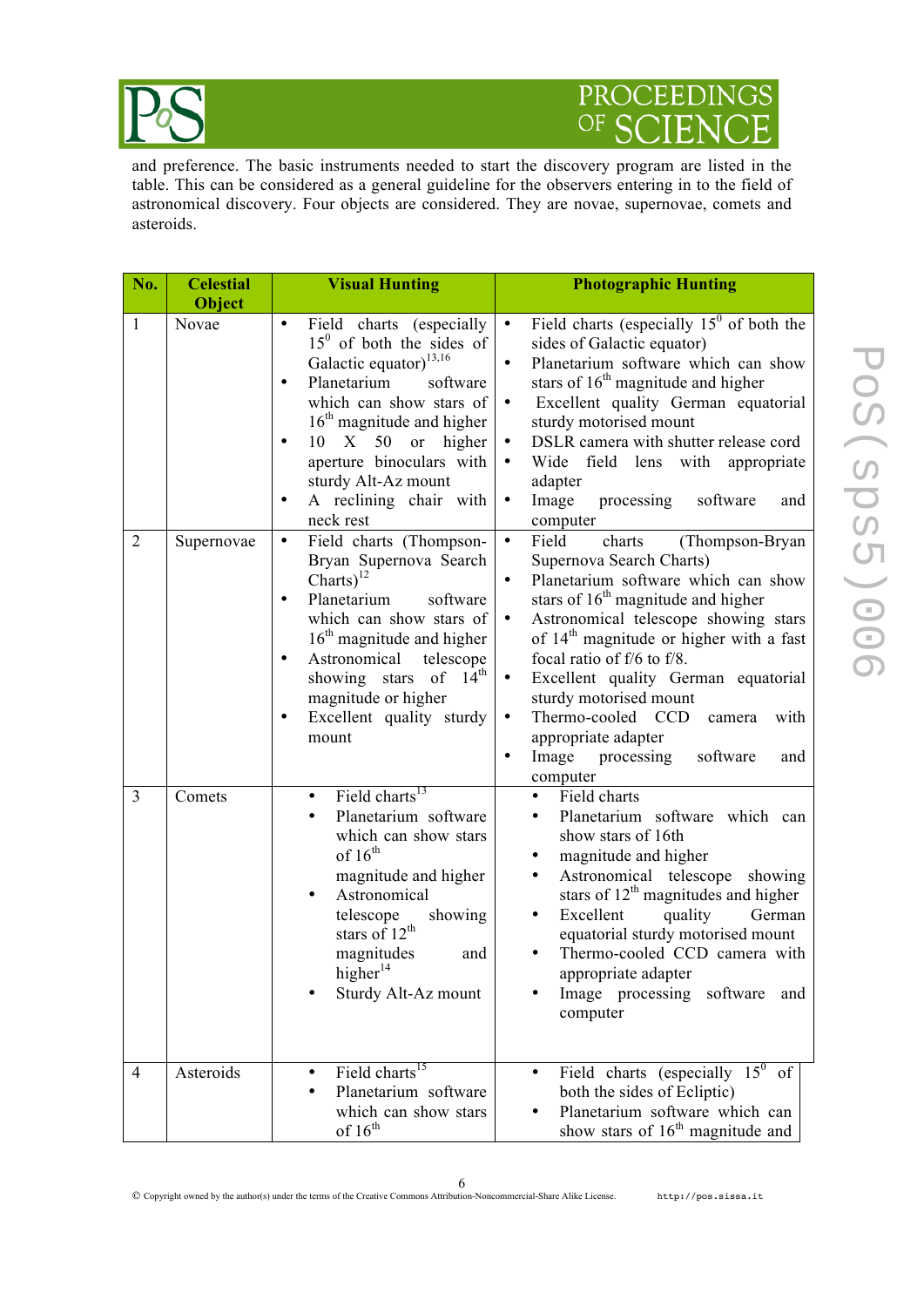and preference. The basic instruments needed to start the discovery program are listed in the table. This can be considered as a general guideline for the observers entering in to the field of astronomical discovery. Four objects are considered. They are novae, supernovae, comets and asteroids.

| No. | Celestial Object | Visual Hunting | Photographic Hunting |
|---|---|---|---|
| 1 | Novae | • Field charts (especially $15^0$ of both the sides of Galactic equator)[13,16]<br>• Planetarium software which can show stars of $16^{th}$ magnitude and higher<br>• 10 X 50 or higher aperture binoculars with sturdy Alt-Az mount<br>• A reclining chair with neck rest | • Field charts (especially $15^0$ of both the sides of Galactic equator)<br>• Planetarium software which can show stars of $16^{th}$ magnitude and higher<br>• Excellent quality German equatorial sturdy motorised mount<br>• DSLR camera with shutter release cord<br>• Wide field lens with appropriate adapter<br>• Image processing software and computer |
| 2 | Supernovae | • Field charts (Thompson-Bryan Supernova Search Charts)[12]<br>• Planetarium software which can show stars of $16^{th}$ magnitude and higher<br>• Astronomical telescope showing stars of $14^{th}$ magnitude or higher<br>• Excellent quality sturdy mount | • Field charts (Thompson-Bryan Supernova Search Charts)<br>• Planetarium software which can show stars of $16^{th}$ magnitude and higher<br>• Astronomical telescope showing stars of $14^{th}$ magnitude or higher with a fast focal ratio of f/6 to f/8.<br>• Excellent quality German equatorial sturdy motorised mount<br>• Thermo-cooled CCD camera with appropriate adapter<br>• Image processing software and computer |
| 3 | Comets | • Field charts[13]<br>• Planetarium software which can show stars of $16^{th}$ magnitude and higher<br>• Astronomical telescope showing stars of $12^{th}$ magnitudes and higher[14]<br>• Sturdy Alt-Az mount | • Field charts<br>• Planetarium software which can show stars of 16th<br>• magnitude and higher<br>• Astronomical telescope showing stars of $12^{th}$ magnitudes and higher<br>• Excellent quality German equatorial sturdy motorised mount<br>• Thermo-cooled CCD camera with appropriate adapter<br>• Image processing software and computer |
| 4 | Asteroids | • Field charts[15]<br>• Planetarium software which can show stars of $16^{th}$ | • Field charts (especially $15^0$ of both the sides of Ecliptic)<br>• Planetarium software which can show stars of $16^{th}$ magnitude and |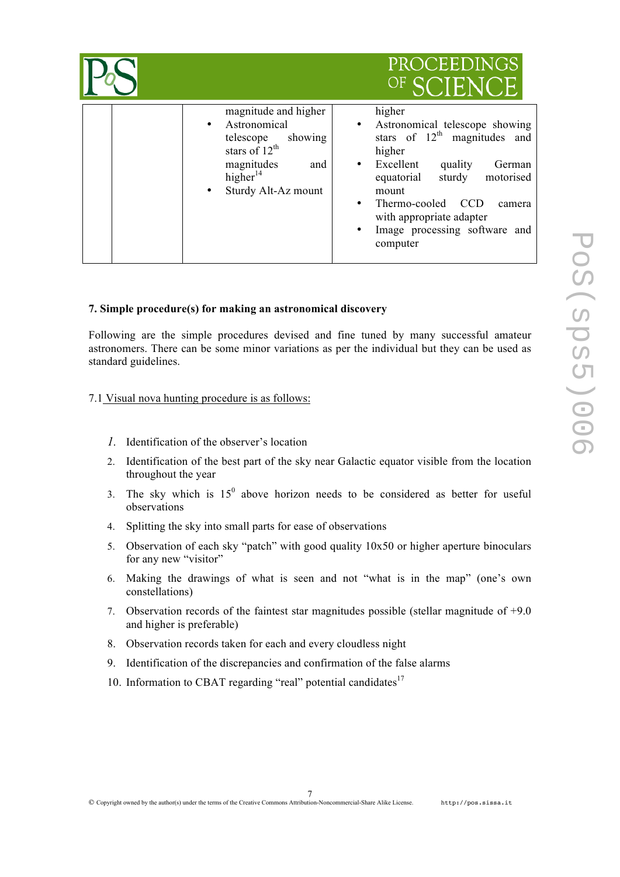|  |  | magnitude and higher<br>• Astronomical telescope showing stars of 12th magnitudes and higher[14]<br>• Sturdy Alt-Az mount | higher<br>• Astronomical telescope showing stars of 12th magnitudes and higher<br>• Excellent quality German equatorial sturdy motorised mount<br>• Thermo-cooled CCD camera with appropriate adapter<br>• Image processing software and computer |
|---|---|---|---|

### 7. Simple procedure(s) for making an astronomical discovery

Following are the simple procedures devised and fine tuned by many successful amateur astronomers. There can be some minor variations as per the individual but they can be used as standard guidelines.

7.1 Visual nova hunting procedure is as follows:

1. Identification of the observer's location
2. Identification of the best part of the sky near Galactic equator visible from the location throughout the year
3. The sky which is $15^0$ above horizon needs to be considered as better for useful observations
4. Splitting the sky into small parts for ease of observations
5. Observation of each sky "patch" with good quality 10x50 or higher aperture binoculars for any new "visitor"
6. Making the drawings of what is seen and not "what is in the map" (one's own constellations)
7. Observation records of the faintest star magnitudes possible (stellar magnitude of +9.0 and higher is preferable)
8. Observation records taken for each and every cloudless night
9. Identification of the discrepancies and confirmation of the false alarms
10. Information to CBAT regarding "real" potential candidates[17]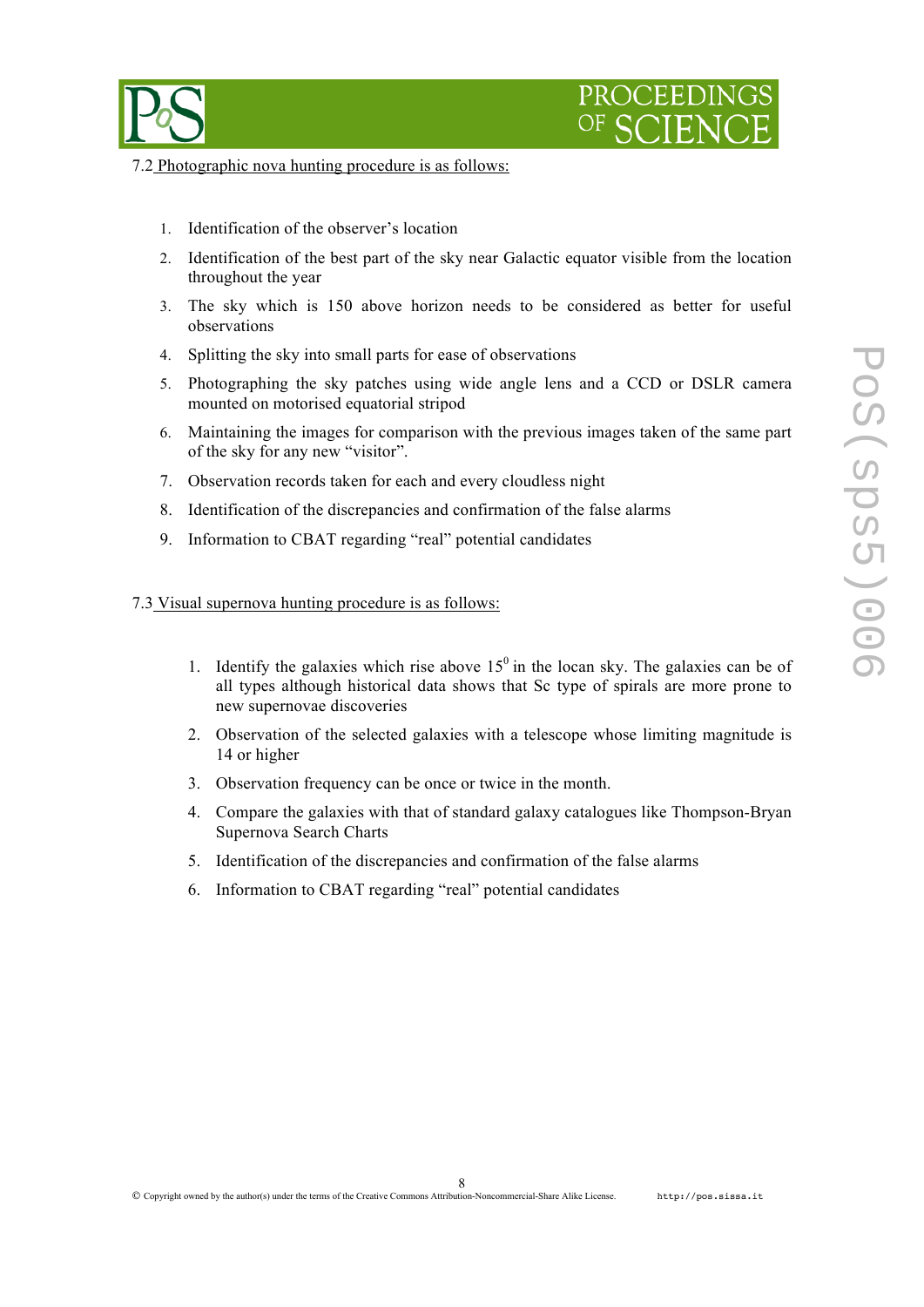7.2 Photographic nova hunting procedure is as follows:

1. Identification of the observer's location
2. Identification of the best part of the sky near Galactic equator visible from the location throughout the year
3. The sky which is 150 above horizon needs to be considered as better for useful observations
4. Splitting the sky into small parts for ease of observations
5. Photographing the sky patches using wide angle lens and a CCD or DSLR camera mounted on motorised equatorial stripod
6. Maintaining the images for comparison with the previous images taken of the same part of the sky for any new "visitor".
7. Observation records taken for each and every cloudless night
8. Identification of the discrepancies and confirmation of the false alarms
9. Information to CBAT regarding "real" potential candidates

7.3 Visual supernova hunting procedure is as follows:

1. Identify the galaxies which rise above $15^0$ in the locan sky. The galaxies can be of all types although historical data shows that Sc type of spirals are more prone to new supernovae discoveries
2. Observation of the selected galaxies with a telescope whose limiting magnitude is 14 or higher
3. Observation frequency can be once or twice in the month.
4. Compare the galaxies with that of standard galaxy catalogues like Thompson-Bryan Supernova Search Charts
5. Identification of the discrepancies and confirmation of the false alarms
6. Information to CBAT regarding "real" potential candidates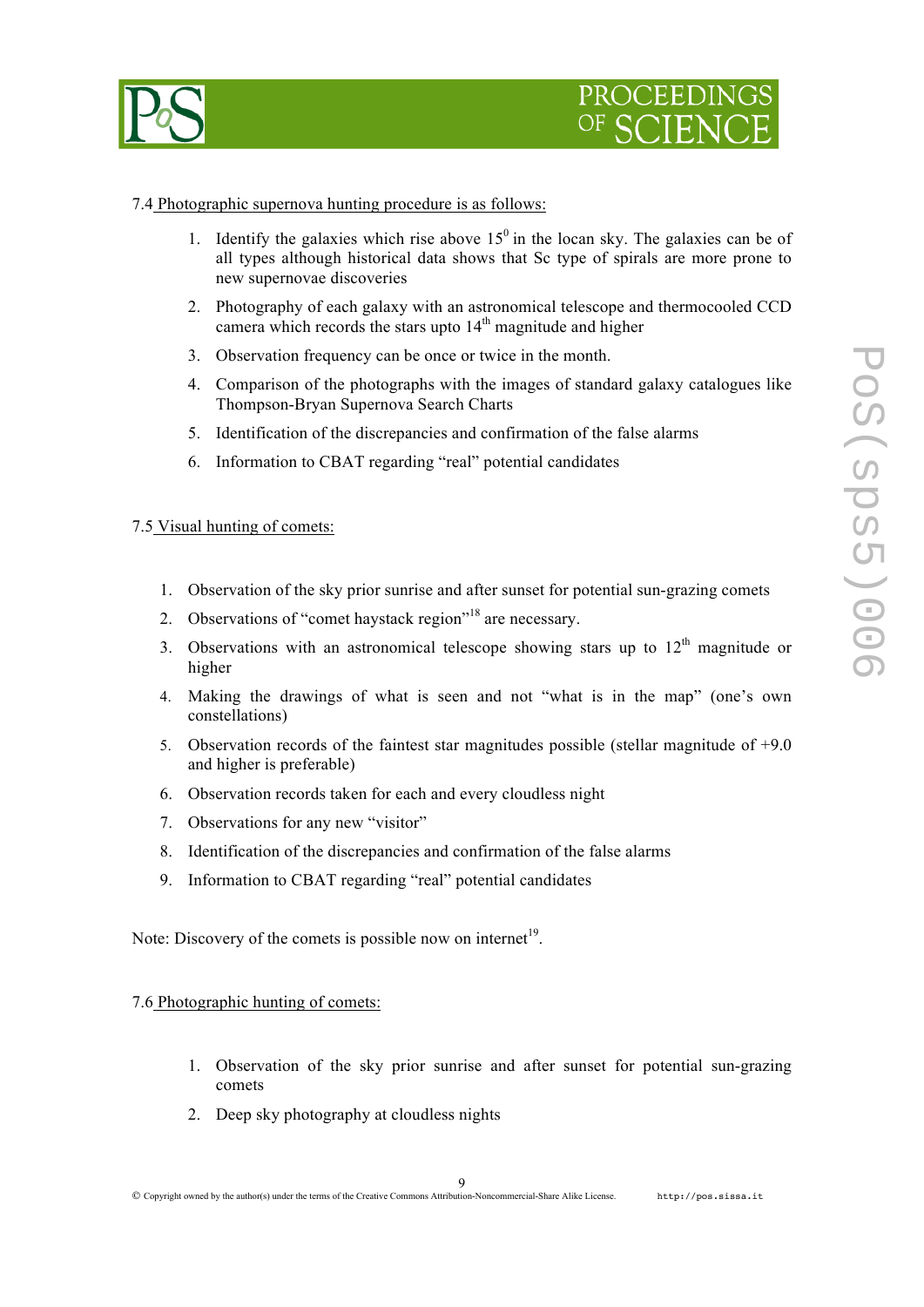7.4 Photographic supernova hunting procedure is as follows:

1. Identify the galaxies which rise above $15^0$ in the locan sky. The galaxies can be of all types although historical data shows that Sc type of spirals are more prone to new supernovae discoveries
2. Photography of each galaxy with an astronomical telescope and thermocooled CCD camera which records the stars upto $14^{th}$ magnitude and higher
3. Observation frequency can be once or twice in the month.
4. Comparison of the photographs with the images of standard galaxy catalogues like Thompson-Bryan Supernova Search Charts
5. Identification of the discrepancies and confirmation of the false alarms
6. Information to CBAT regarding "real" potential candidates

7.5 Visual hunting of comets:

1. Observation of the sky prior sunrise and after sunset for potential sun-grazing comets
2. Observations of "comet haystack region"[18] are necessary.
3. Observations with an astronomical telescope showing stars up to $12^{th}$ magnitude or higher
4. Making the drawings of what is seen and not "what is in the map" (one's own constellations)
5. Observation records of the faintest star magnitudes possible (stellar magnitude of +9.0 and higher is preferable)
6. Observation records taken for each and every cloudless night
7. Observations for any new "visitor"
8. Identification of the discrepancies and confirmation of the false alarms
9. Information to CBAT regarding "real" potential candidates

Note: Discovery of the comets is possible now on internet[19].

7.6 Photographic hunting of comets:

1. Observation of the sky prior sunrise and after sunset for potential sun-grazing comets
2. Deep sky photography at cloudless nights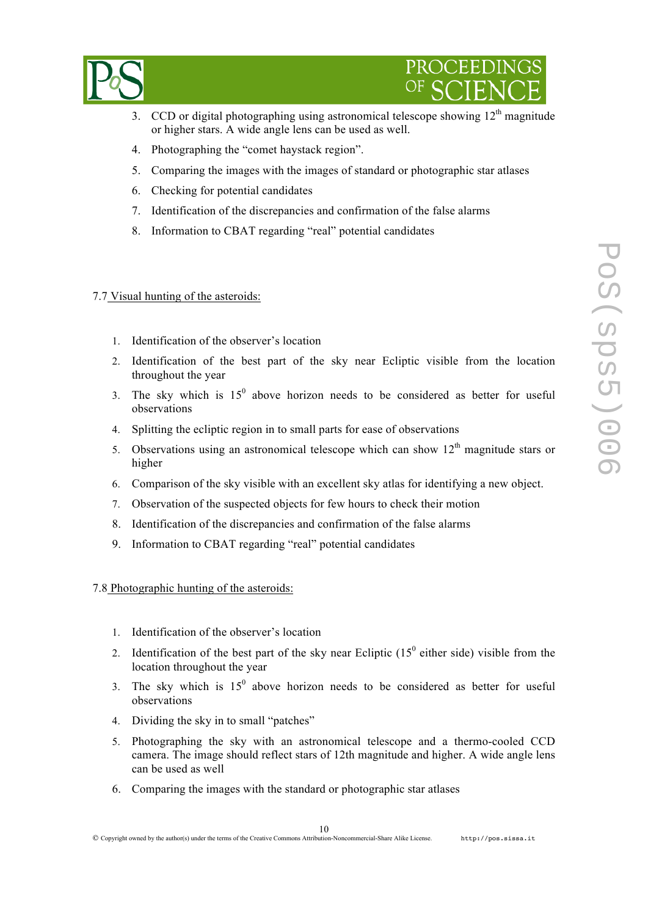3. CCD or digital photographing using astronomical telescope showing 12$^{th}$ magnitude or higher stars. A wide angle lens can be used as well.
4. Photographing the “comet haystack region”.
5. Comparing the images with the images of standard or photographic star atlases
6. Checking for potential candidates
7. Identification of the discrepancies and confirmation of the false alarms
8. Information to CBAT regarding “real” potential candidates

### 7.7 Visual hunting of the asteroids:

1. Identification of the observer’s location
2. Identification of the best part of the sky near Ecliptic visible from the location throughout the year
3. The sky which is 15$^0$ above horizon needs to be considered as better for useful observations
4. Splitting the ecliptic region in to small parts for ease of observations
5. Observations using an astronomical telescope which can show 12$^{th}$ magnitude stars or higher
6. Comparison of the sky visible with an excellent sky atlas for identifying a new object.
7. Observation of the suspected objects for few hours to check their motion
8. Identification of the discrepancies and confirmation of the false alarms
9. Information to CBAT regarding “real” potential candidates

### 7.8 Photographic hunting of the asteroids:

1. Identification of the observer’s location
2. Identification of the best part of the sky near Ecliptic (15$^0$ either side) visible from the location throughout the year
3. The sky which is 15$^0$ above horizon needs to be considered as better for useful observations
4. Dividing the sky in to small “patches”
5. Photographing the sky with an astronomical telescope and a thermo-cooled CCD camera. The image should reflect stars of 12th magnitude and higher. A wide angle lens can be used as well
6. Comparing the images with the standard or photographic star atlases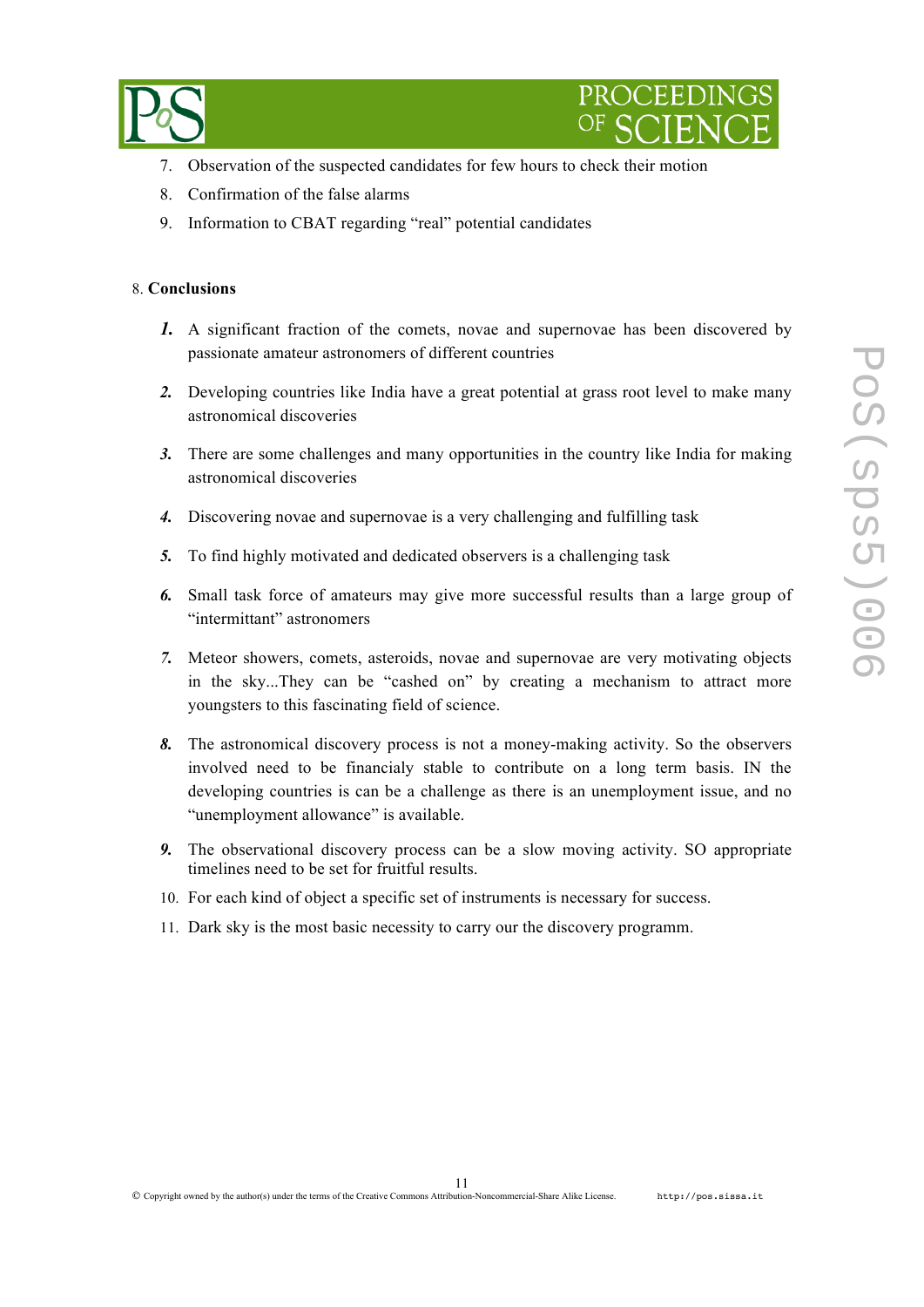7. Observation of the suspected candidates for few hours to check their motion
8. Confirmation of the false alarms
9. Information to CBAT regarding "real" potential candidates

## 8. Conclusions

1. A significant fraction of the comets, novae and supernovae has been discovered by passionate amateur astronomers of different countries
2. Developing countries like India have a great potential at grass root level to make many astronomical discoveries
3. There are some challenges and many opportunities in the country like India for making astronomical discoveries
4. Discovering novae and supernovae is a very challenging and fulfilling task
5. To find highly motivated and dedicated observers is a challenging task
6. Small task force of amateurs may give more successful results than a large group of "intermittant" astronomers
7. Meteor showers, comets, asteroids, novae and supernovae are very motivating objects in the sky...They can be "cashed on" by creating a mechanism to attract more youngsters to this fascinating field of science.
8. The astronomical discovery process is not a money-making activity. So the observers involved need to be financialy stable to contribute on a long term basis. IN the developing countries is can be a challenge as there is an unemployment issue, and no "unemployment allowance" is available.
9. The observational discovery process can be a slow moving activity. SO appropriate timelines need to be set for fruitful results.
10. For each kind of object a specific set of instruments is necessary for success.
11. Dark sky is the most basic necessity to carry our the discovery programm.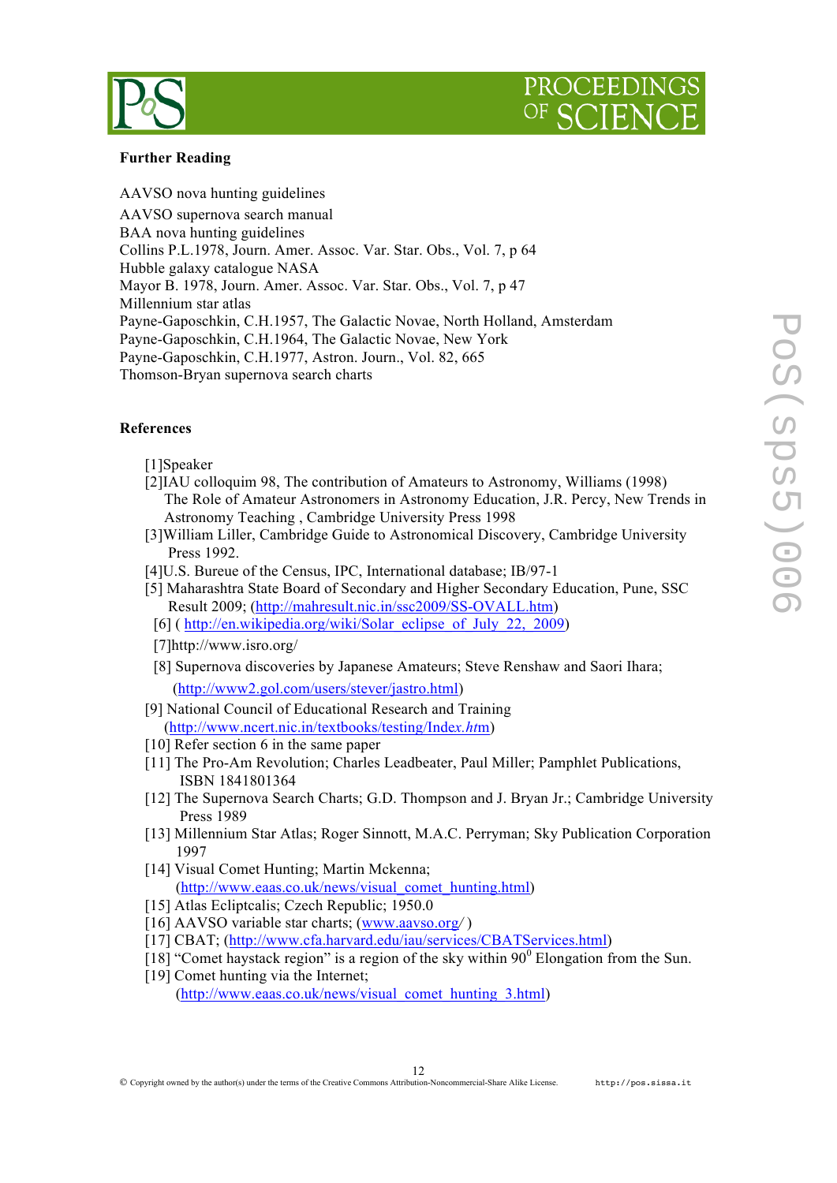**Further Reading**

AAVSO nova hunting guidelines
AAVSO supernova search manual
BAA nova hunting guidelines
Collins P.L.1978, Journ. Amer. Assoc. Var. Star. Obs., Vol. 7, p 64
Hubble galaxy catalogue NASA
Mayor B. 1978, Journ. Amer. Assoc. Var. Star. Obs., Vol. 7, p 47
Millennium star atlas
Payne-Gaposchkin, C.H.1957, The Galactic Novae, North Holland, Amsterdam
Payne-Gaposchkin, C.H.1964, The Galactic Novae, New York
Payne-Gaposchkin, C.H.1977, Astron. Journ., Vol. 82, 665
Thomson-Bryan supernova search charts

**References**

[1]Speaker
[2]IAU colloquim 98, The contribution of Amateurs to Astronomy, Williams (1998)
The Role of Amateur Astronomers in Astronomy Education, J.R. Percy, New Trends in Astronomy Teaching , Cambridge University Press 1998
[3]William Liller, Cambridge Guide to Astronomical Discovery, Cambridge University Press 1992.
[4]U.S. Bureue of the Census, IPC, International database; IB/97-1
[5] Maharashtra State Board of Secondary and Higher Secondary Education, Pune, SSC Result 2009; (http://mahresult.nic.in/ssc2009/SS-OVALL.htm)
[6] ( http://en.wikipedia.org/wiki/Solar_eclipse_of_July_22,_2009)
[7]http://www.isro.org/
[8] Supernova discoveries by Japanese Amateurs; Steve Renshaw and Saori Ihara; (http://www2.gol.com/users/stever/jastro.html)
[9] National Council of Educational Research and Training (http://www.ncert.nic.in/textbooks/testing/Index.htm)
[10] Refer section 6 in the same paper
[11] The Pro-Am Revolution; Charles Leadbeater, Paul Miller; Pamphlet Publications, ISBN 1841801364
[12] The Supernova Search Charts; G.D. Thompson and J. Bryan Jr.; Cambridge University Press 1989
[13] Millennium Star Atlas; Roger Sinnott, M.A.C. Perryman; Sky Publication Corporation 1997
[14] Visual Comet Hunting; Martin Mckenna; (http://www.eaas.co.uk/news/visual_comet_hunting.html)
[15] Atlas Ecliptcalis; Czech Republic; 1950.0
[16] AAVSO variable star charts; (www.aavso.org/ )
[17] CBAT; (http://www.cfa.harvard.edu/iau/services/CBATServices.html)
[18] “Comet haystack region” is a region of the sky within $90^0$ Elongation from the Sun.
[19] Comet hunting via the Internet; (http://www.eaas.co.uk/news/visual_comet_hunting_3.html)